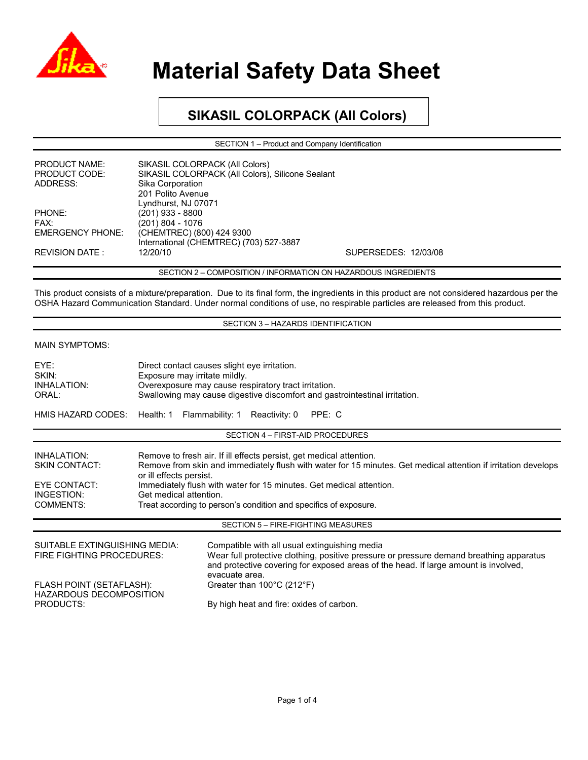# Material Safety Data Sheet

## SIKASIL COLORPACK (All Colors)

### SECTION 1 – Product and Company Identification

| | |
|---|---|
| PRODUCT NAME: | SIKASIL COLORPACK (All Colors) |
| PRODUCT CODE: | SIKASIL COLORPACK (All Colors), Silicone Sealant |
| ADDRESS: | Sika Corporation<br>201 Polito Avenue<br>Lyndhurst, NJ 07071 |
| PHONE: | (201) 933 - 8800 |
| FAX: | (201) 804 - 1076 |
| EMERGENCY PHONE: | (CHEMTREC) (800) 424 9300<br>International (CHEMTREC) (703) 527-3887 |
| REVISION DATE : | 12/20/10 SUPERSEDES: 12/03/08 |

### SECTION 2 – COMPOSITION / INFORMATION ON HAZARDOUS INGREDIENTS

This product consists of a mixture/preparation. Due to its final form, the ingredients in this product are not considered hazardous per the OSHA Hazard Communication Standard. Under normal conditions of use, no respirable particles are released from this product.

### SECTION 3 – HAZARDS IDENTIFICATION

MAIN SYMPTOMS:

| | |
|---|---|
| EYE: | Direct contact causes slight eye irritation. |
| SKIN: | Exposure may irritate mildly. |
| INHALATION: | Overexposure may cause respiratory tract irritation. |
| ORAL: | Swallowing may cause digestive discomfort and gastrointestinal irritation. |

HMIS HAZARD CODES: Health: 1 Flammability: 1 Reactivity: 0 PPE: C

### SECTION 4 – FIRST-AID PROCEDURES

| | |
|---|---|
| INHALATION: | Remove to fresh air. If ill effects persist, get medical attention. |
| SKIN CONTACT: | Remove from skin and immediately flush with water for 15 minutes. Get medical attention if irritation develops or ill effects persist. |
| EYE CONTACT: | Immediately flush with water for 15 minutes. Get medical attention. |
| INGESTION: | Get medical attention. |
| COMMENTS: | Treat according to person's condition and specifics of exposure. |

### SECTION 5 – FIRE-FIGHTING MEASURES

| | |
|---|---|
| SUITABLE EXTINGUISHING MEDIA: | Compatible with all usual extinguishing media |
| FIRE FIGHTING PROCEDURES: | Wear full protective clothing, positive pressure or pressure demand breathing apparatus and protective covering for exposed areas of the head. If large amount is involved, evacuate area. |
| FLASH POINT (SETAFLASH): | Greater than 100°C (212°F) |
| HAZARDOUS DECOMPOSITION PRODUCTS: | By high heat and fire: oxides of carbon. |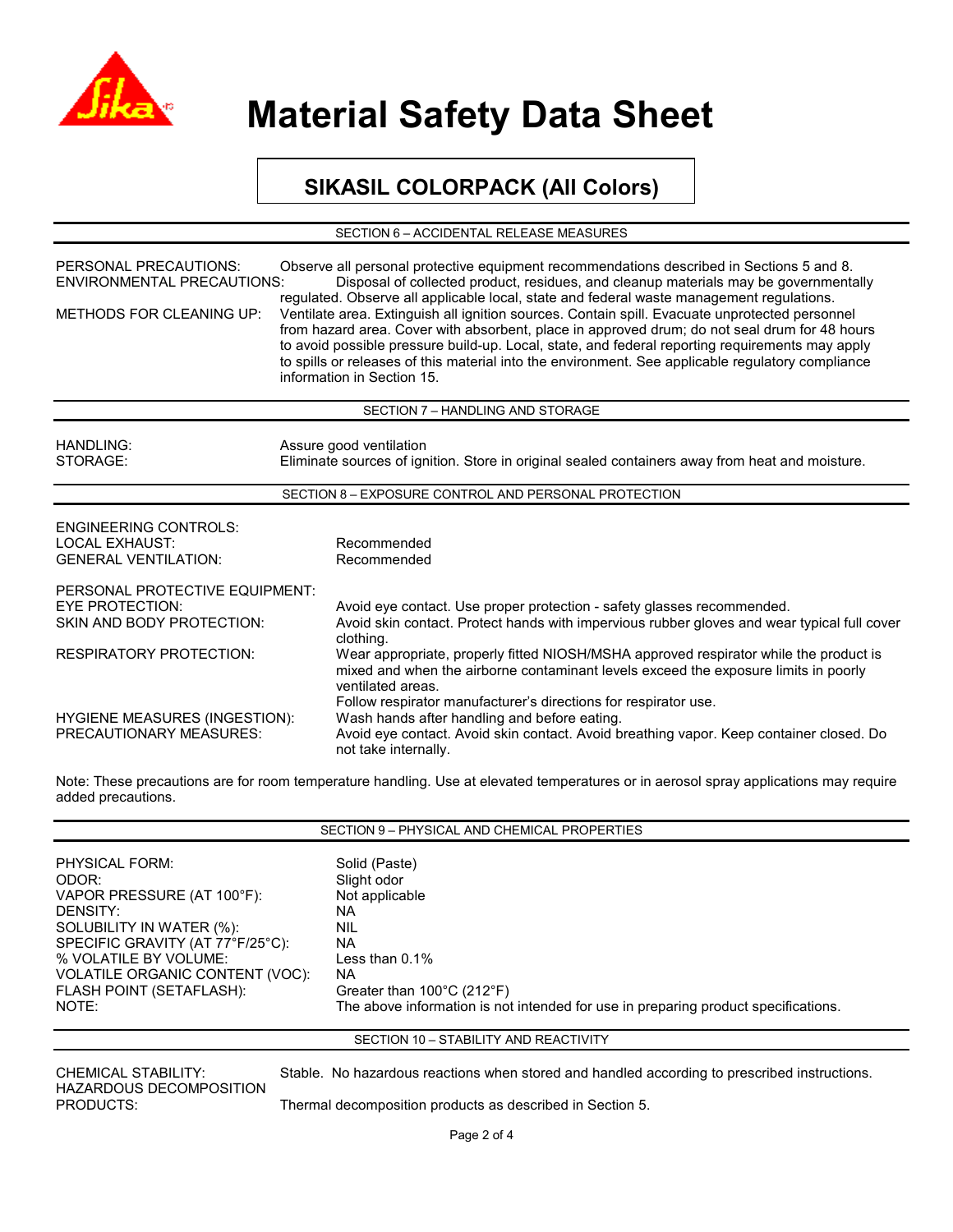# Material Safety Data Sheet

## SIKASIL COLORPACK (All Colors)

### SECTION 6 – ACCIDENTAL RELEASE MEASURES

PERSONAL PRECAUTIONS: Observe all personal protective equipment recommendations described in Sections 5 and 8.

ENVIRONMENTAL PRECAUTIONS: Disposal of collected product, residues, and cleanup materials may be governmentally regulated. Observe all applicable local, state and federal waste management regulations.

METHODS FOR CLEANING UP: Ventilate area. Extinguish all ignition sources. Contain spill. Evacuate unprotected personnel from hazard area. Cover with absorbent, place in approved drum; do not seal drum for 48 hours to avoid possible pressure build-up. Local, state, and federal reporting requirements may apply to spills or releases of this material into the environment. See applicable regulatory compliance information in Section 15.

### SECTION 7 – HANDLING AND STORAGE

HANDLING: Assure good ventilation

STORAGE: Eliminate sources of ignition. Store in original sealed containers away from heat and moisture.

### SECTION 8 – EXPOSURE CONTROL AND PERSONAL PROTECTION

ENGINEERING CONTROLS:

LOCAL EXHAUST: Recommended

GENERAL VENTILATION: Recommended

PERSONAL PROTECTIVE EQUIPMENT:

EYE PROTECTION: Avoid eye contact. Use proper protection - safety glasses recommended.

SKIN AND BODY PROTECTION: Avoid skin contact. Protect hands with impervious rubber gloves and wear typical full cover clothing.

RESPIRATORY PROTECTION: Wear appropriate, properly fitted NIOSH/MSHA approved respirator while the product is mixed and when the airborne contaminant levels exceed the exposure limits in poorly ventilated areas.
Follow respirator manufacturer's directions for respirator use.

HYGIENE MEASURES (INGESTION): Wash hands after handling and before eating.

PRECAUTIONARY MEASURES: Avoid eye contact. Avoid skin contact. Avoid breathing vapor. Keep container closed. Do not take internally.

Note: These precautions are for room temperature handling. Use at elevated temperatures or in aerosol spray applications may require added precautions.

### SECTION 9 – PHYSICAL AND CHEMICAL PROPERTIES

PHYSICAL FORM: Solid (Paste)

ODOR: Slight odor

VAPOR PRESSURE (AT 100°F): Not applicable

DENSITY: NA

SOLUBILITY IN WATER (%): NIL

SPECIFIC GRAVITY (AT 77°F/25°C): NA

% VOLATILE BY VOLUME: Less than 0.1%

VOLATILE ORGANIC CONTENT (VOC): NA

FLASH POINT (SETAFLASH): Greater than 100°C (212°F)

NOTE: The above information is not intended for use in preparing product specifications.

### SECTION 10 – STABILITY AND REACTIVITY

CHEMICAL STABILITY: Stable. No hazardous reactions when stored and handled according to prescribed instructions.

HAZARDOUS DECOMPOSITION PRODUCTS: Thermal decomposition products as described in Section 5.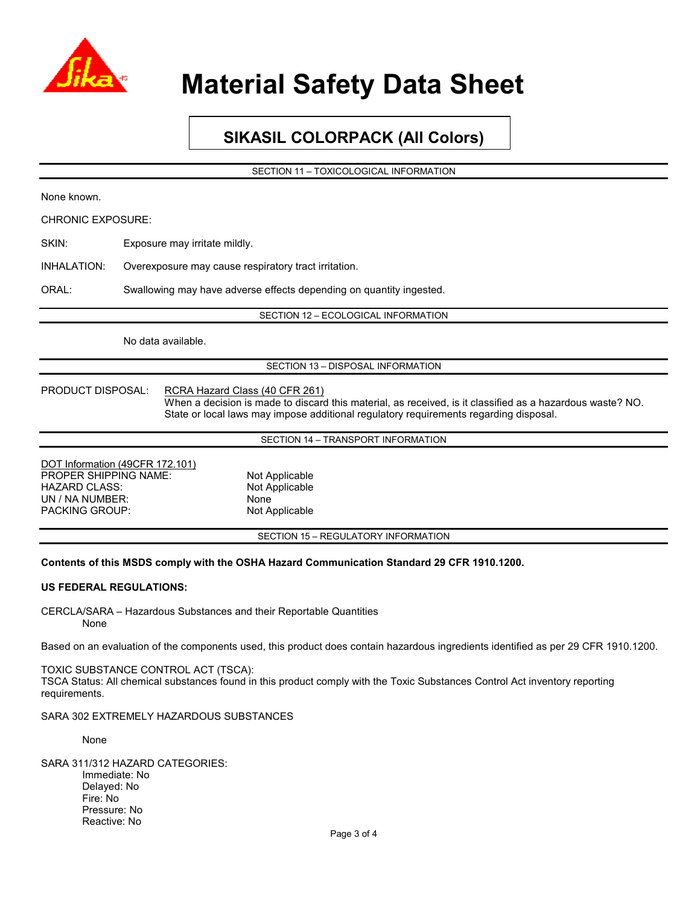# Material Safety Data Sheet

## SIKASIL COLORPACK (All Colors)

### SECTION 11 – TOXICOLOGICAL INFORMATION

None known.

CHRONIC EXPOSURE:

SKIN: Exposure may irritate mildly.

INHALATION: Overexposure may cause respiratory tract irritation.

ORAL: Swallowing may have adverse effects depending on quantity ingested.

### SECTION 12 – ECOLOGICAL INFORMATION

No data available.

### SECTION 13 – DISPOSAL INFORMATION

PRODUCT DISPOSAL: RCRA Hazard Class (40 CFR 261)
When a decision is made to discard this material, as received, is it classified as a hazardous waste? NO.
State or local laws may impose additional regulatory requirements regarding disposal.

### SECTION 14 – TRANSPORT INFORMATION

DOT Information (49CFR 172.101)

| | |
|---|---|
| PROPER SHIPPING NAME: | Not Applicable |
| HAZARD CLASS: | Not Applicable |
| UN / NA NUMBER: | None |
| PACKING GROUP: | Not Applicable |

### SECTION 15 – REGULATORY INFORMATION

**Contents of this MSDS comply with the OSHA Hazard Communication Standard 29 CFR 1910.1200.**

**US FEDERAL REGULATIONS:**

CERCLA/SARA – Hazardous Substances and their Reportable Quantities
None

Based on an evaluation of the components used, this product does contain hazardous ingredients identified as per 29 CFR 1910.1200.

TOXIC SUBSTANCE CONTROL ACT (TSCA):
TSCA Status: All chemical substances found in this product comply with the Toxic Substances Control Act inventory reporting requirements.

SARA 302 EXTREMELY HAZARDOUS SUBSTANCES

None

SARA 311/312 HAZARD CATEGORIES:
- Immediate: No
- Delayed: No
- Fire: No
- Pressure: No
- Reactive: No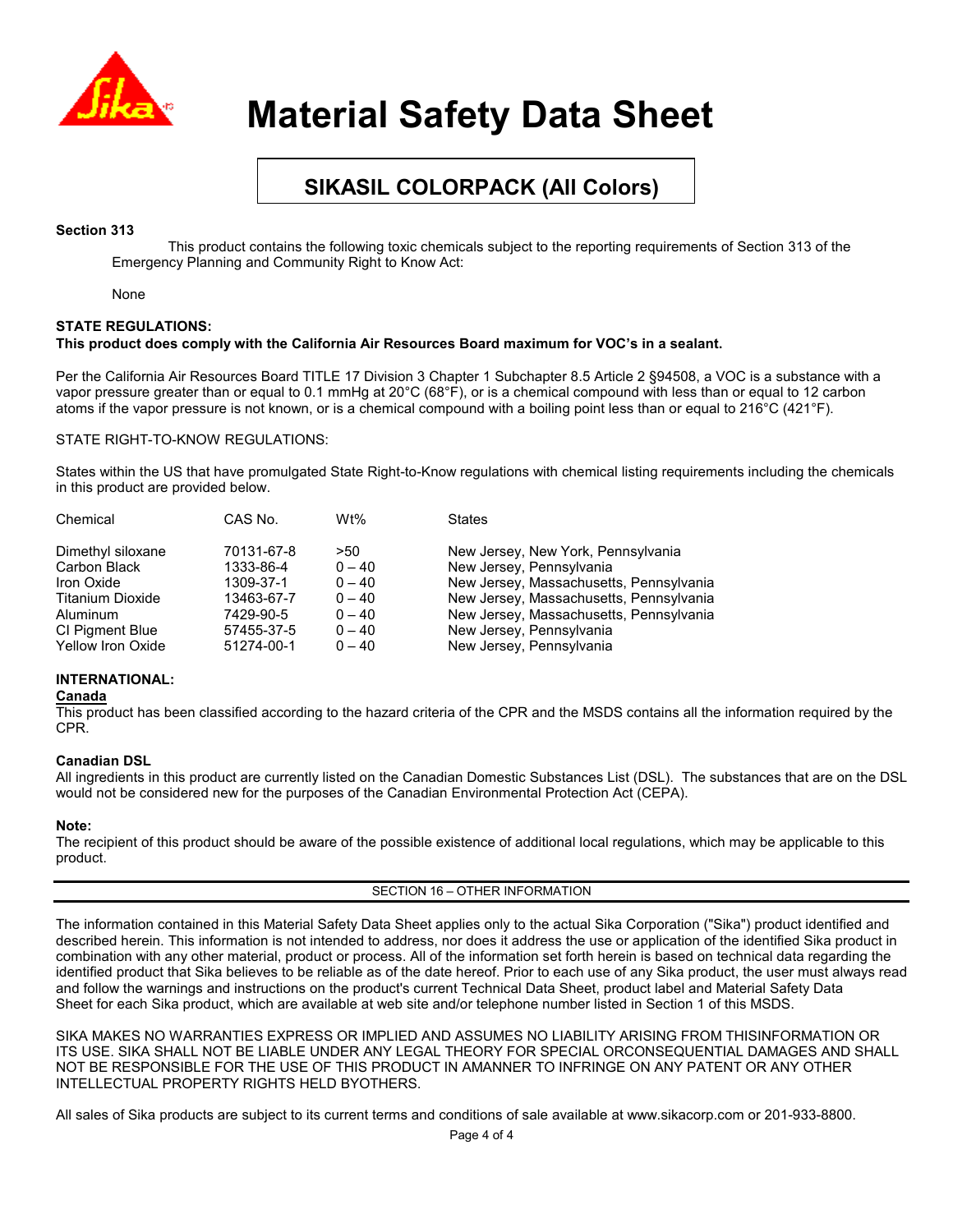# Material Safety Data Sheet

## SIKASIL COLORPACK (All Colors)

**Section 313**

This product contains the following toxic chemicals subject to the reporting requirements of Section 313 of the Emergency Planning and Community Right to Know Act:

None

**STATE REGULATIONS:**

**This product does comply with the California Air Resources Board maximum for VOC's in a sealant.**

Per the California Air Resources Board TITLE 17 Division 3 Chapter 1 Subchapter 8.5 Article 2 §94508, a VOC is a substance with a vapor pressure greater than or equal to 0.1 mmHg at 20°C (68°F), or is a chemical compound with less than or equal to 12 carbon atoms if the vapor pressure is not known, or is a chemical compound with a boiling point less than or equal to 216°C (421°F).

STATE RIGHT-TO-KNOW REGULATIONS:

States within the US that have promulgated State Right-to-Know regulations with chemical listing requirements including the chemicals in this product are provided below.

| Chemical | CAS No. | Wt% | States |
|---|---|---|---|
| Dimethyl siloxane | 70131-67-8 | >50 | New Jersey, New York, Pennsylvania |
| Carbon Black | 1333-86-4 | 0 – 40 | New Jersey, Pennsylvania |
| Iron Oxide | 1309-37-1 | 0 – 40 | New Jersey, Massachusetts, Pennsylvania |
| Titanium Dioxide | 13463-67-7 | 0 – 40 | New Jersey, Massachusetts, Pennsylvania |
| Aluminum | 7429-90-5 | 0 – 40 | New Jersey, Massachusetts, Pennsylvania |
| CI Pigment Blue | 57455-37-5 | 0 – 40 | New Jersey, Pennsylvania |
| Yellow Iron Oxide | 51274-00-1 | 0 – 40 | New Jersey, Pennsylvania |

**INTERNATIONAL:**

**Canada**

This product has been classified according to the hazard criteria of the CPR and the MSDS contains all the information required by the CPR.

**Canadian DSL**

All ingredients in this product are currently listed on the Canadian Domestic Substances List (DSL). The substances that are on the DSL would not be considered new for the purposes of the Canadian Environmental Protection Act (CEPA).

**Note:**

The recipient of this product should be aware of the possible existence of additional local regulations, which may be applicable to this product.

## SECTION 16 – OTHER INFORMATION

The information contained in this Material Safety Data Sheet applies only to the actual Sika Corporation ("Sika") product identified and described herein. This information is not intended to address, nor does it address the use or application of the identified Sika product in combination with any other material, product or process. All of the information set forth herein is based on technical data regarding the identified product that Sika believes to be reliable as of the date hereof. Prior to each use of any Sika product, the user must always read and follow the warnings and instructions on the product's current Technical Data Sheet, product label and Material Safety Data Sheet for each Sika product, which are available at web site and/or telephone number listed in Section 1 of this MSDS.

SIKA MAKES NO WARRANTIES EXPRESS OR IMPLIED AND ASSUMES NO LIABILITY ARISING FROM THISINFORMATION OR ITS USE. SIKA SHALL NOT BE LIABLE UNDER ANY LEGAL THEORY FOR SPECIAL ORCONSEQUENTIAL DAMAGES AND SHALL NOT BE RESPONSIBLE FOR THE USE OF THIS PRODUCT IN AMANNER TO INFRINGE ON ANY PATENT OR ANY OTHER INTELLECTUAL PROPERTY RIGHTS HELD BYOTHERS.

All sales of Sika products are subject to its current terms and conditions of sale available at www.sikacorp.com or 201-933-8800.